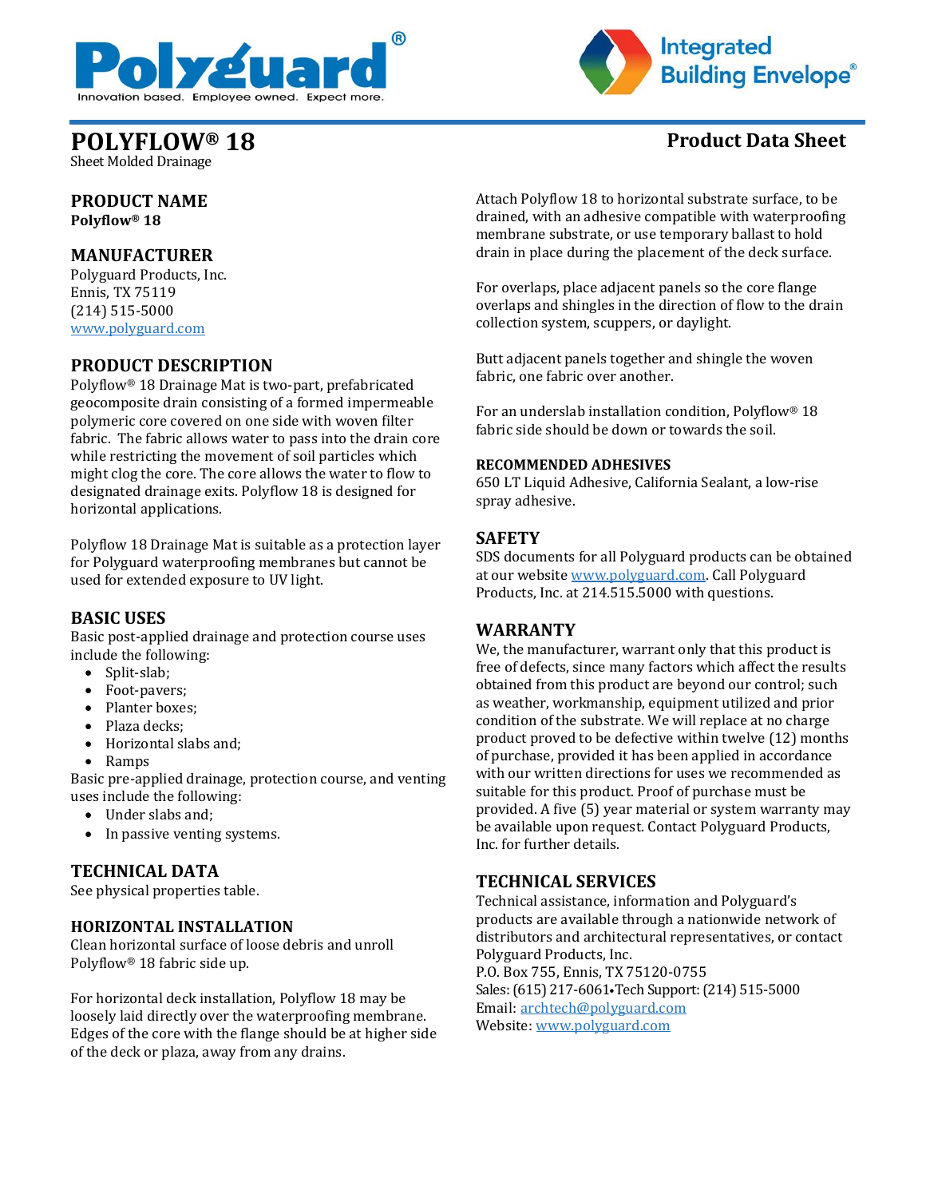# POLYFLOW® 18

Sheet Molded Drainage

**Product Data Sheet**

## PRODUCT NAME

**Polyflow® 18**

## MANUFACTURER

Polyguard Products, Inc.
Ennis, TX 75119
(214) 515-5000
www.polyguard.com

## PRODUCT DESCRIPTION

Polyflow® 18 Drainage Mat is two-part, prefabricated geocomposite drain consisting of a formed impermeable polymeric core covered on one side with woven filter fabric. The fabric allows water to pass into the drain core while restricting the movement of soil particles which might clog the core. The core allows the water to flow to designated drainage exits. Polyflow 18 is designed for horizontal applications.

Polyflow 18 Drainage Mat is suitable as a protection layer for Polyguard waterproofing membranes but cannot be used for extended exposure to UV light.

## BASIC USES

Basic post-applied drainage and protection course uses include the following:

- Split-slab;
- Foot-pavers;
- Planter boxes;
- Plaza decks;
- Horizontal slabs and;
- Ramps

Basic pre-applied drainage, protection course, and venting uses include the following:

- Under slabs and;
- In passive venting systems.

## TECHNICAL DATA

See physical properties table.

## HORIZONTAL INSTALLATION

Clean horizontal surface of loose debris and unroll Polyflow® 18 fabric side up.

For horizontal deck installation, Polyflow 18 may be loosely laid directly over the waterproofing membrane. Edges of the core with the flange should be at higher side of the deck or plaza, away from any drains.

Attach Polyflow 18 to horizontal substrate surface, to be drained, with an adhesive compatible with waterproofing membrane substrate, or use temporary ballast to hold drain in place during the placement of the deck surface.

For overlaps, place adjacent panels so the core flange overlaps and shingles in the direction of flow to the drain collection system, scuppers, or daylight.

Butt adjacent panels together and shingle the woven fabric, one fabric over another.

For an underslab installation condition, Polyflow® 18 fabric side should be down or towards the soil.

### RECOMMENDED ADHESIVES

650 LT Liquid Adhesive, California Sealant, a low-rise spray adhesive.

## SAFETY

SDS documents for all Polyguard products can be obtained at our website www.polyguard.com. Call Polyguard Products, Inc. at 214.515.5000 with questions.

## WARRANTY

We, the manufacturer, warrant only that this product is free of defects, since many factors which affect the results obtained from this product are beyond our control; such as weather, workmanship, equipment utilized and prior condition of the substrate. We will replace at no charge product proved to be defective within twelve (12) months of purchase, provided it has been applied in accordance with our written directions for uses we recommended as suitable for this product. Proof of purchase must be provided. A five (5) year material or system warranty may be available upon request. Contact Polyguard Products, Inc. for further details.

## TECHNICAL SERVICES

Technical assistance, information and Polyguard's products are available through a nationwide network of distributors and architectural representatives, or contact Polyguard Products, Inc.
P.O. Box 755, Ennis, TX 75120-0755
Sales: (615) 217-6061•Tech Support: (214) 515-5000
Email: archtech@polyguard.com
Website: www.polyguard.com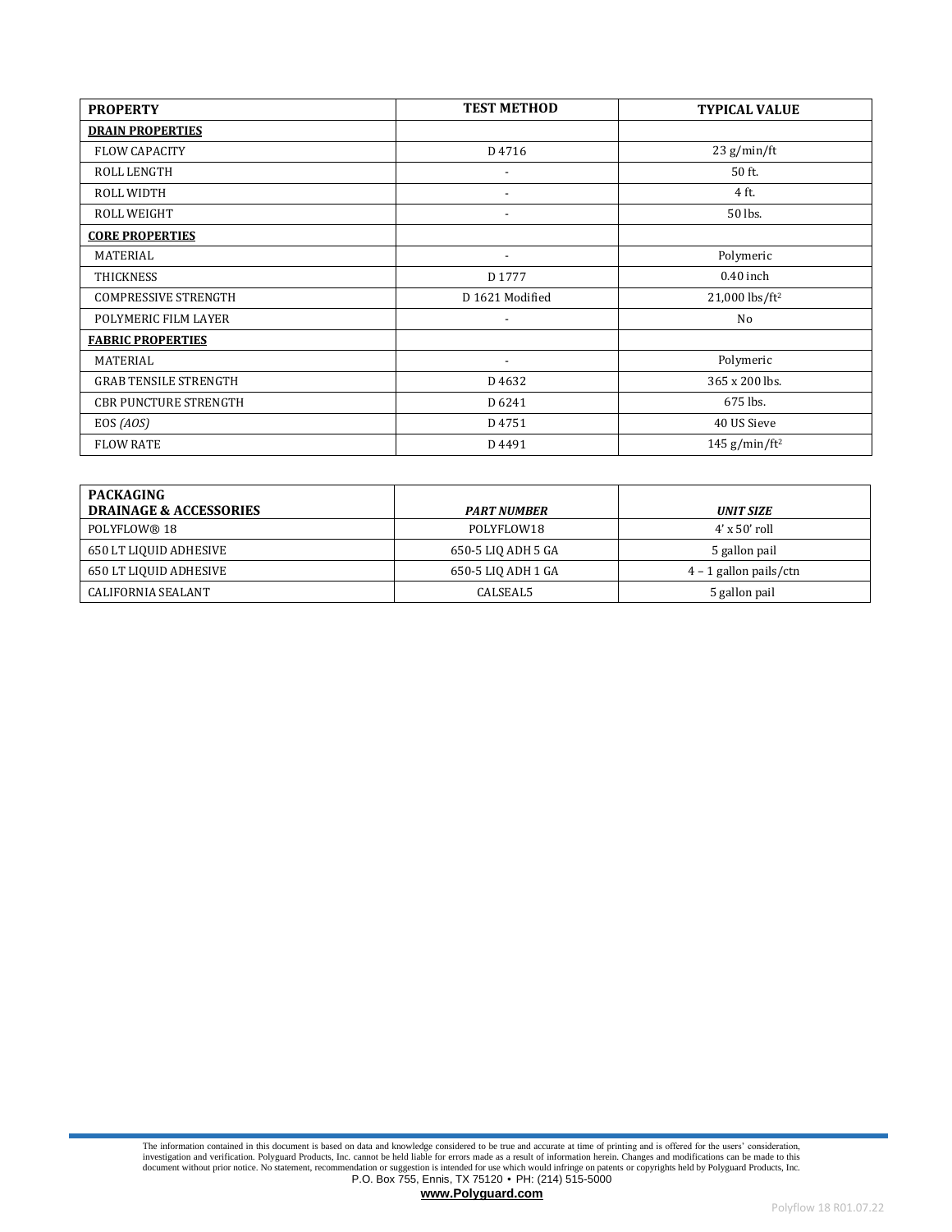| PROPERTY | TEST METHOD | TYPICAL VALUE |
|---|---|---|
| **DRAIN PROPERTIES** | | |
| FLOW CAPACITY | D 4716 | 23 g/min/ft |
| ROLL LENGTH | - | 50 ft. |
| ROLL WIDTH | - | 4 ft. |
| ROLL WEIGHT | - | 50 lbs. |
| **CORE PROPERTIES** | | |
| MATERIAL | - | Polymeric |
| THICKNESS | D 1777 | 0.40 inch |
| COMPRESSIVE STRENGTH | D 1621 Modified | 21,000 lbs/ft$^2$ |
| POLYMERIC FILM LAYER | - | No |
| **FABRIC PROPERTIES** | | |
| MATERIAL | - | Polymeric |
| GRAB TENSILE STRENGTH | D 4632 | 365 x 200 lbs. |
| CBR PUNCTURE STRENGTH | D 6241 | 675 lbs. |
| EOS *(AOS)* | D 4751 | 40 US Sieve |
| FLOW RATE | D 4491 | 145 g/min/ft$^2$ |

| PACKAGING DRAINAGE & ACCESSORIES | *PART NUMBER* | *UNIT SIZE* |
|---|---|---|
| POLYFLOW® 18 | POLYFLOW18 | 4' x 50' roll |
| 650 LT LIQUID ADHESIVE | 650-5 LIQ ADH 5 GA | 5 gallon pail |
| 650 LT LIQUID ADHESIVE | 650-5 LIQ ADH 1 GA | 4 – 1 gallon pails/ctn |
| CALIFORNIA SEALANT | CALSEAL5 | 5 gallon pail |

The information contained in this document is based on data and knowledge considered to be true and accurate at time of printing and is offered for the users' consideration, investigation and verification. Polyguard Products, Inc. cannot be held liable for errors made as a result of information herein. Changes and modifications can be made to this document without prior notice. No statement, recommendation or suggestion is intended for use which would infringe on patents or copyrights held by Polyguard Products, Inc.
P.O. Box 755, Ennis, TX 75120 • PH: (214) 515-5000
**www.Polyguard.com**

Polyflow 18 R01.07.22